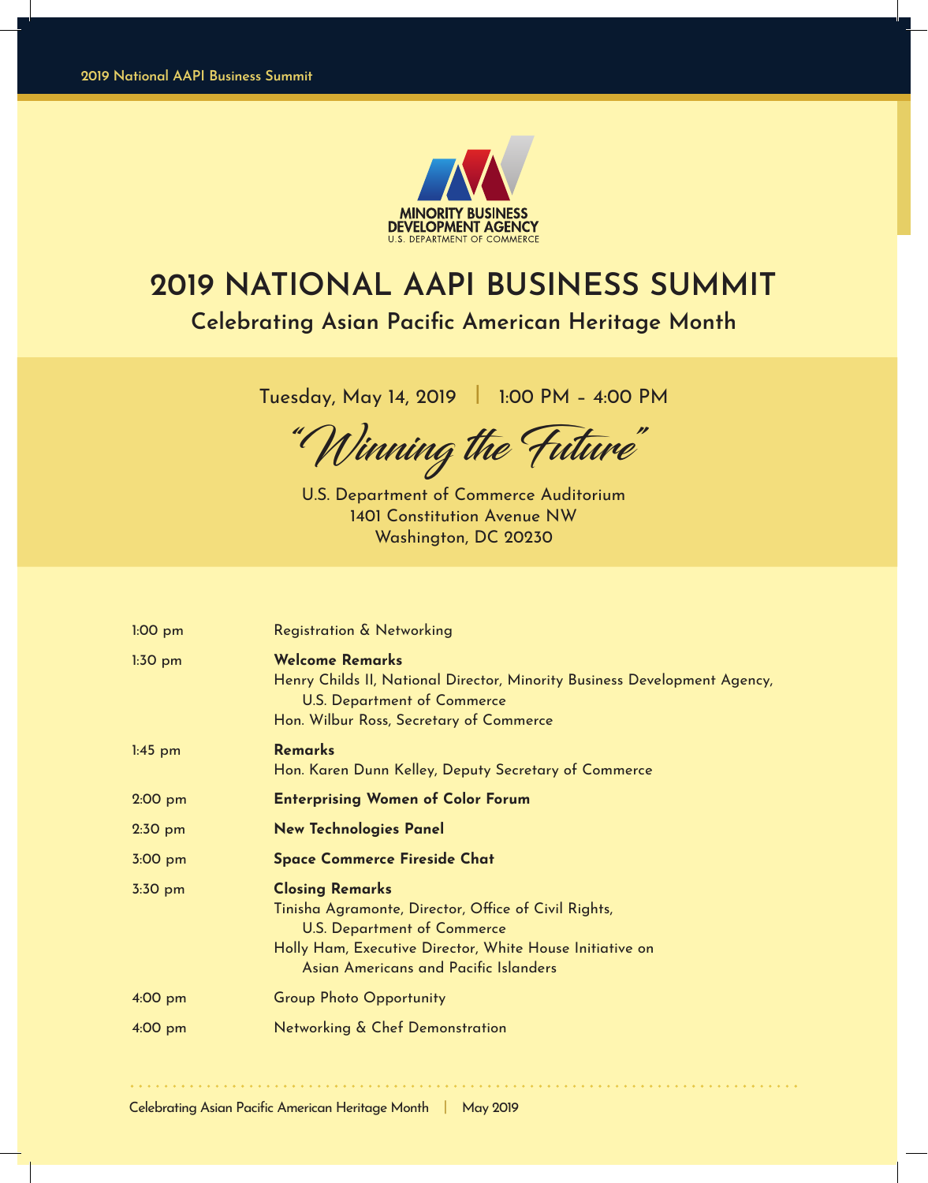MINORITY BUSINESS DEVELOPMENT AGENCY
U.S. DEPARTMENT OF COMMERCE

# 2019 NATIONAL AAPI BUSINESS SUMMIT

## Celebrating Asian Pacific American Heritage Month

Tuesday, May 14, 2019 | 1:00 PM – 4:00 PM

*"Winning the Future"*

U.S. Department of Commerce Auditorium
1401 Constitution Avenue NW
Washington, DC 20230

| | |
|---|---|
| 1:00 pm | Registration & Networking |
| 1:30 pm | **Welcome Remarks**<br>Henry Childs II, National Director, Minority Business Development Agency, U.S. Department of Commerce<br>Hon. Wilbur Ross, Secretary of Commerce |
| 1:45 pm | **Remarks**<br>Hon. Karen Dunn Kelley, Deputy Secretary of Commerce |
| 2:00 pm | **Enterprising Women of Color Forum** |
| 2:30 pm | **New Technologies Panel** |
| 3:00 pm | **Space Commerce Fireside Chat** |
| 3:30 pm | **Closing Remarks**<br>Tinisha Agramonte, Director, Office of Civil Rights, U.S. Department of Commerce<br>Holly Ham, Executive Director, White House Initiative on Asian Americans and Pacific Islanders |
| 4:00 pm | Group Photo Opportunity |
| 4:00 pm | Networking & Chef Demonstration |

Celebrating Asian Pacific American Heritage Month | May 2019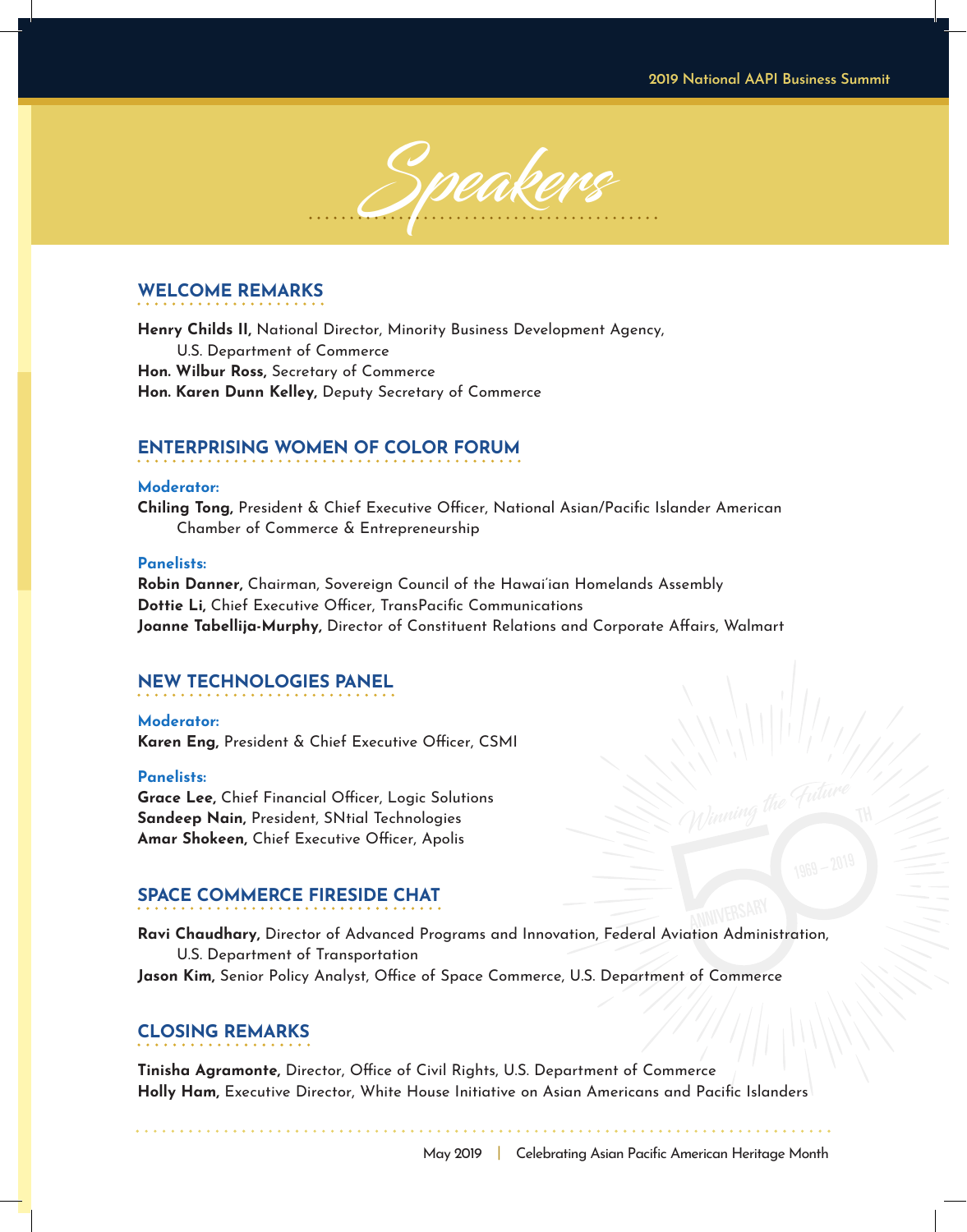# Speakers

## WELCOME REMARKS

**Henry Childs II,** National Director, Minority Business Development Agency, U.S. Department of Commerce
**Hon. Wilbur Ross,** Secretary of Commerce
**Hon. Karen Dunn Kelley,** Deputy Secretary of Commerce

## ENTERPRISING WOMEN OF COLOR FORUM

**Moderator:**
**Chiling Tong,** President & Chief Executive Officer, National Asian/Pacific Islander American Chamber of Commerce & Entrepreneurship

**Panelists:**
**Robin Danner,** Chairman, Sovereign Council of the Hawai'ian Homelands Assembly
**Dottie Li,** Chief Executive Officer, TransPacific Communications
**Joanne Tabellija-Murphy,** Director of Constituent Relations and Corporate Affairs, Walmart

## NEW TECHNOLOGIES PANEL

**Moderator:**
**Karen Eng,** President & Chief Executive Officer, CSMI

**Panelists:**
**Grace Lee,** Chief Financial Officer, Logic Solutions
**Sandeep Nain,** President, SNtial Technologies
**Amar Shokeen,** Chief Executive Officer, Apolis

## SPACE COMMERCE FIRESIDE CHAT

**Ravi Chaudhary,** Director of Advanced Programs and Innovation, Federal Aviation Administration, U.S. Department of Transportation
**Jason Kim,** Senior Policy Analyst, Office of Space Commerce, U.S. Department of Commerce

## CLOSING REMARKS

**Tinisha Agramonte,** Director, Office of Civil Rights, U.S. Department of Commerce
**Holly Ham,** Executive Director, White House Initiative on Asian Americans and Pacific Islanders